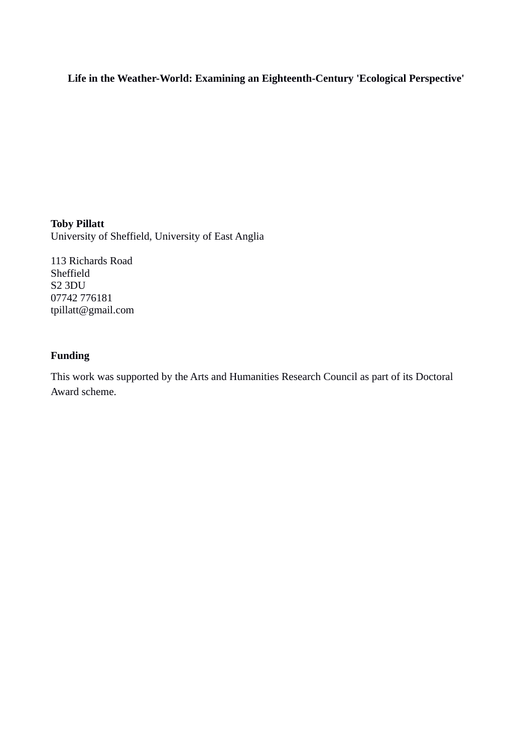# Life in the Weather-World: Examining an Eighteenth-Century 'Ecological Perspective'

**Toby Pillatt**
University of Sheffield, University of East Anglia

113 Richards Road
Sheffield
S2 3DU
07742 776181
tpillatt@gmail.com

## Funding

This work was supported by the Arts and Humanities Research Council as part of its Doctoral Award scheme.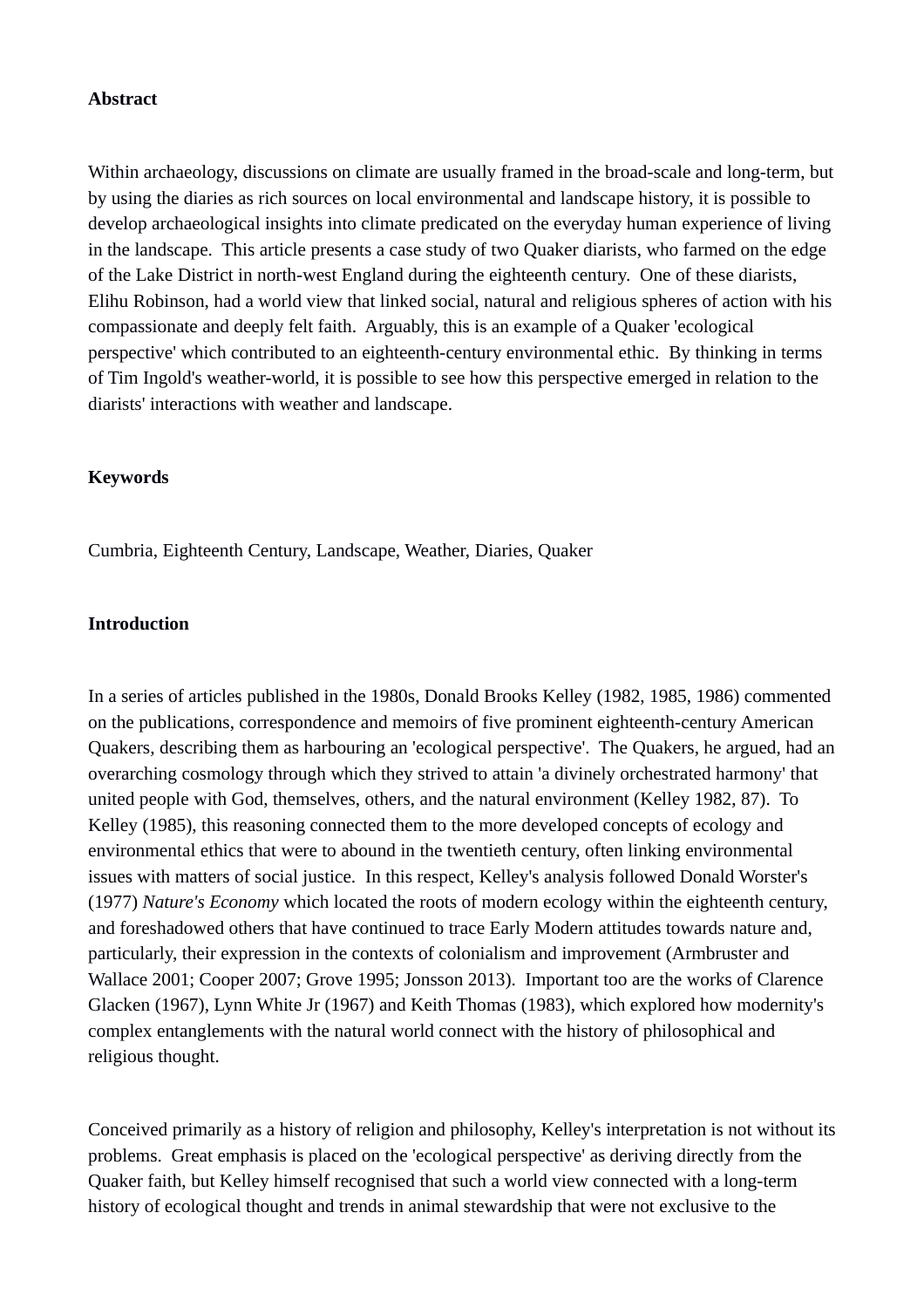**Abstract**

Within archaeology, discussions on climate are usually framed in the broad-scale and long-term, but by using the diaries as rich sources on local environmental and landscape history, it is possible to develop archaeological insights into climate predicated on the everyday human experience of living in the landscape. This article presents a case study of two Quaker diarists, who farmed on the edge of the Lake District in north-west England during the eighteenth century. One of these diarists, Elihu Robinson, had a world view that linked social, natural and religious spheres of action with his compassionate and deeply felt faith. Arguably, this is an example of a Quaker 'ecological perspective' which contributed to an eighteenth-century environmental ethic. By thinking in terms of Tim Ingold's weather-world, it is possible to see how this perspective emerged in relation to the diarists' interactions with weather and landscape.

**Keywords**

Cumbria, Eighteenth Century, Landscape, Weather, Diaries, Quaker

**Introduction**

In a series of articles published in the 1980s, Donald Brooks Kelley (1982, 1985, 1986) commented on the publications, correspondence and memoirs of five prominent eighteenth-century American Quakers, describing them as harbouring an 'ecological perspective'. The Quakers, he argued, had an overarching cosmology through which they strived to attain 'a divinely orchestrated harmony' that united people with God, themselves, others, and the natural environment (Kelley 1982, 87). To Kelley (1985), this reasoning connected them to the more developed concepts of ecology and environmental ethics that were to abound in the twentieth century, often linking environmental issues with matters of social justice. In this respect, Kelley's analysis followed Donald Worster's (1977) *Nature's Economy* which located the roots of modern ecology within the eighteenth century, and foreshadowed others that have continued to trace Early Modern attitudes towards nature and, particularly, their expression in the contexts of colonialism and improvement (Armbruster and Wallace 2001; Cooper 2007; Grove 1995; Jonsson 2013). Important too are the works of Clarence Glacken (1967), Lynn White Jr (1967) and Keith Thomas (1983), which explored how modernity's complex entanglements with the natural world connect with the history of philosophical and religious thought.

Conceived primarily as a history of religion and philosophy, Kelley's interpretation is not without its problems. Great emphasis is placed on the 'ecological perspective' as deriving directly from the Quaker faith, but Kelley himself recognised that such a world view connected with a long-term history of ecological thought and trends in animal stewardship that were not exclusive to the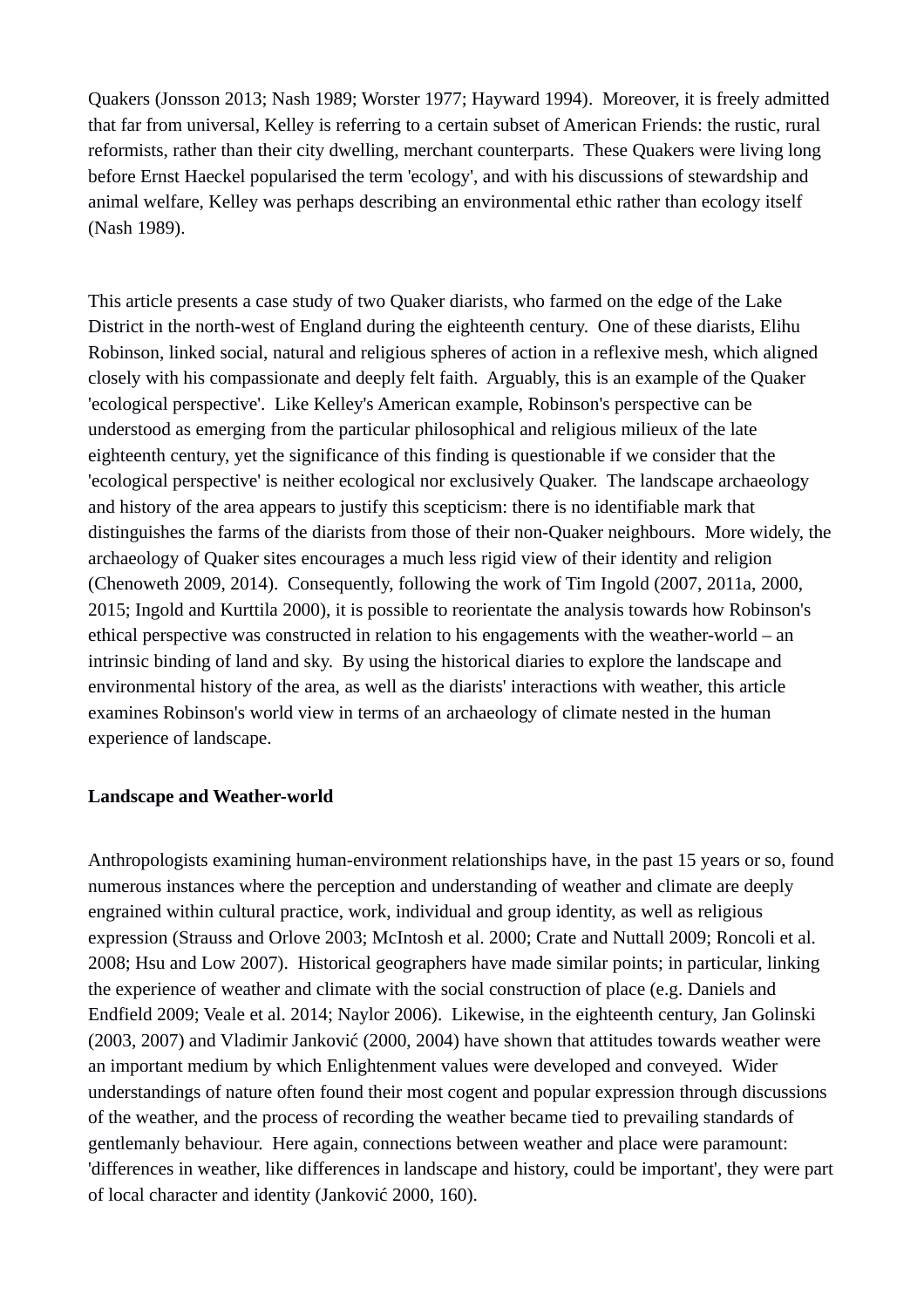Quakers (Jonsson 2013; Nash 1989; Worster 1977; Hayward 1994). Moreover, it is freely admitted that far from universal, Kelley is referring to a certain subset of American Friends: the rustic, rural reformists, rather than their city dwelling, merchant counterparts. These Quakers were living long before Ernst Haeckel popularised the term 'ecology', and with his discussions of stewardship and animal welfare, Kelley was perhaps describing an environmental ethic rather than ecology itself (Nash 1989).

This article presents a case study of two Quaker diarists, who farmed on the edge of the Lake District in the north-west of England during the eighteenth century. One of these diarists, Elihu Robinson, linked social, natural and religious spheres of action in a reflexive mesh, which aligned closely with his compassionate and deeply felt faith. Arguably, this is an example of the Quaker 'ecological perspective'. Like Kelley's American example, Robinson's perspective can be understood as emerging from the particular philosophical and religious milieux of the late eighteenth century, yet the significance of this finding is questionable if we consider that the 'ecological perspective' is neither ecological nor exclusively Quaker. The landscape archaeology and history of the area appears to justify this scepticism: there is no identifiable mark that distinguishes the farms of the diarists from those of their non-Quaker neighbours. More widely, the archaeology of Quaker sites encourages a much less rigid view of their identity and religion (Chenoweth 2009, 2014). Consequently, following the work of Tim Ingold (2007, 2011a, 2000, 2015; Ingold and Kurttila 2000), it is possible to reorientate the analysis towards how Robinson's ethical perspective was constructed in relation to his engagements with the weather-world – an intrinsic binding of land and sky. By using the historical diaries to explore the landscape and environmental history of the area, as well as the diarists' interactions with weather, this article examines Robinson's world view in terms of an archaeology of climate nested in the human experience of landscape.

## Landscape and Weather-world

Anthropologists examining human-environment relationships have, in the past 15 years or so, found numerous instances where the perception and understanding of weather and climate are deeply engrained within cultural practice, work, individual and group identity, as well as religious expression (Strauss and Orlove 2003; McIntosh et al. 2000; Crate and Nuttall 2009; Roncoli et al. 2008; Hsu and Low 2007). Historical geographers have made similar points; in particular, linking the experience of weather and climate with the social construction of place (e.g. Daniels and Endfield 2009; Veale et al. 2014; Naylor 2006). Likewise, in the eighteenth century, Jan Golinski (2003, 2007) and Vladimir Janković (2000, 2004) have shown that attitudes towards weather were an important medium by which Enlightenment values were developed and conveyed. Wider understandings of nature often found their most cogent and popular expression through discussions of the weather, and the process of recording the weather became tied to prevailing standards of gentlemanly behaviour. Here again, connections between weather and place were paramount: 'differences in weather, like differences in landscape and history, could be important', they were part of local character and identity (Janković 2000, 160).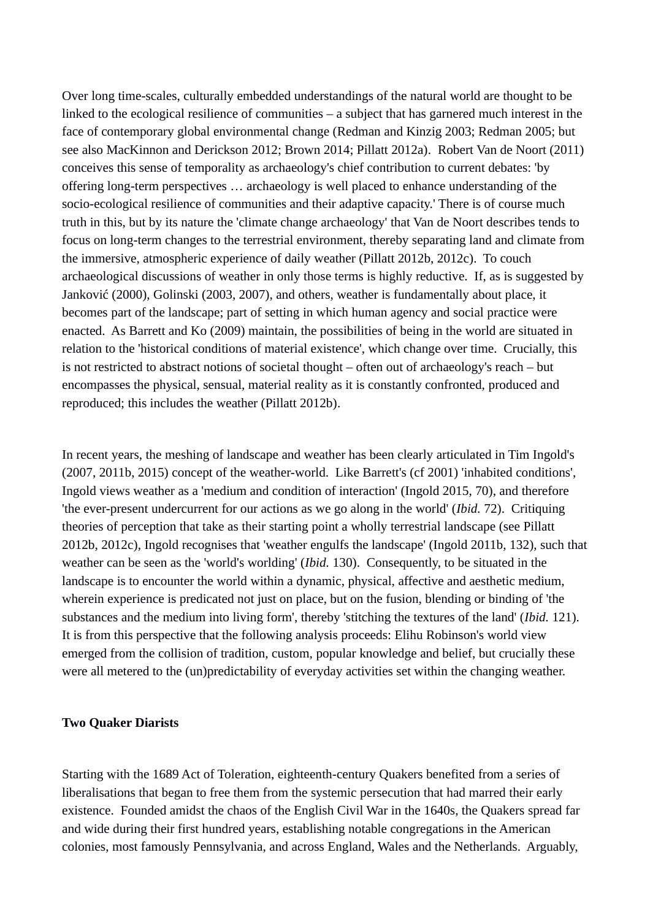Over long time-scales, culturally embedded understandings of the natural world are thought to be linked to the ecological resilience of communities – a subject that has garnered much interest in the face of contemporary global environmental change (Redman and Kinzig 2003; Redman 2005; but see also MacKinnon and Derickson 2012; Brown 2014; Pillatt 2012a). Robert Van de Noort (2011) conceives this sense of temporality as archaeology's chief contribution to current debates: 'by offering long-term perspectives … archaeology is well placed to enhance understanding of the socio-ecological resilience of communities and their adaptive capacity.' There is of course much truth in this, but by its nature the 'climate change archaeology' that Van de Noort describes tends to focus on long-term changes to the terrestrial environment, thereby separating land and climate from the immersive, atmospheric experience of daily weather (Pillatt 2012b, 2012c). To couch archaeological discussions of weather in only those terms is highly reductive. If, as is suggested by Janković (2000), Golinski (2003, 2007), and others, weather is fundamentally about place, it becomes part of the landscape; part of setting in which human agency and social practice were enacted. As Barrett and Ko (2009) maintain, the possibilities of being in the world are situated in relation to the 'historical conditions of material existence', which change over time. Crucially, this is not restricted to abstract notions of societal thought – often out of archaeology's reach – but encompasses the physical, sensual, material reality as it is constantly confronted, produced and reproduced; this includes the weather (Pillatt 2012b).

In recent years, the meshing of landscape and weather has been clearly articulated in Tim Ingold's (2007, 2011b, 2015) concept of the weather-world. Like Barrett's (cf 2001) 'inhabited conditions', Ingold views weather as a 'medium and condition of interaction' (Ingold 2015, 70), and therefore 'the ever-present undercurrent for our actions as we go along in the world' (*Ibid.* 72). Critiquing theories of perception that take as their starting point a wholly terrestrial landscape (see Pillatt 2012b, 2012c), Ingold recognises that 'weather engulfs the landscape' (Ingold 2011b, 132), such that weather can be seen as the 'world's worlding' (*Ibid.* 130). Consequently, to be situated in the landscape is to encounter the world within a dynamic, physical, affective and aesthetic medium, wherein experience is predicated not just on place, but on the fusion, blending or binding of 'the substances and the medium into living form', thereby 'stitching the textures of the land' (*Ibid.* 121). It is from this perspective that the following analysis proceeds: Elihu Robinson's world view emerged from the collision of tradition, custom, popular knowledge and belief, but crucially these were all metered to the (un)predictability of everyday activities set within the changing weather.

**Two Quaker Diarists**

Starting with the 1689 Act of Toleration, eighteenth-century Quakers benefited from a series of liberalisations that began to free them from the systemic persecution that had marred their early existence. Founded amidst the chaos of the English Civil War in the 1640s, the Quakers spread far and wide during their first hundred years, establishing notable congregations in the American colonies, most famously Pennsylvania, and across England, Wales and the Netherlands. Arguably,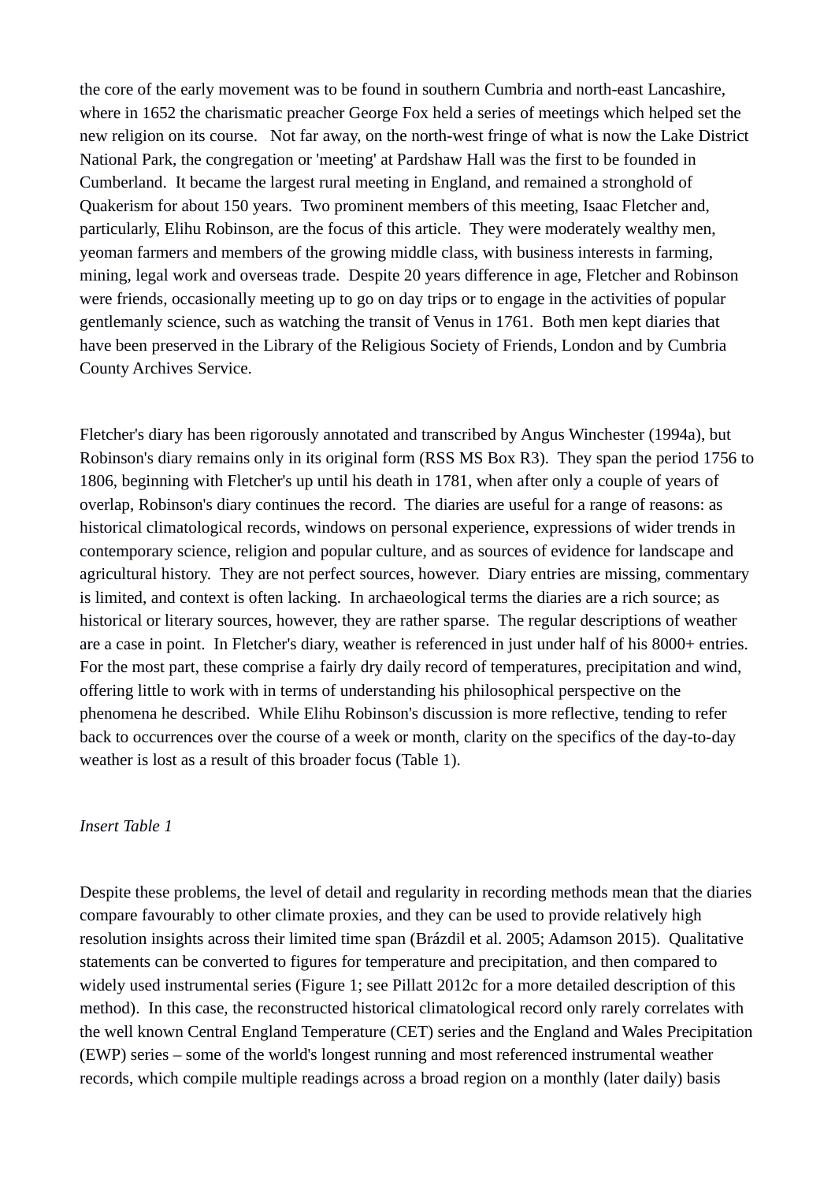the core of the early movement was to be found in southern Cumbria and north-east Lancashire, where in 1652 the charismatic preacher George Fox held a series of meetings which helped set the new religion on its course. Not far away, on the north-west fringe of what is now the Lake District National Park, the congregation or 'meeting' at Pardshaw Hall was the first to be founded in Cumberland. It became the largest rural meeting in England, and remained a stronghold of Quakerism for about 150 years. Two prominent members of this meeting, Isaac Fletcher and, particularly, Elihu Robinson, are the focus of this article. They were moderately wealthy men, yeoman farmers and members of the growing middle class, with business interests in farming, mining, legal work and overseas trade. Despite 20 years difference in age, Fletcher and Robinson were friends, occasionally meeting up to go on day trips or to engage in the activities of popular gentlemanly science, such as watching the transit of Venus in 1761. Both men kept diaries that have been preserved in the Library of the Religious Society of Friends, London and by Cumbria County Archives Service.

Fletcher's diary has been rigorously annotated and transcribed by Angus Winchester (1994a), but Robinson's diary remains only in its original form (RSS MS Box R3). They span the period 1756 to 1806, beginning with Fletcher's up until his death in 1781, when after only a couple of years of overlap, Robinson's diary continues the record. The diaries are useful for a range of reasons: as historical climatological records, windows on personal experience, expressions of wider trends in contemporary science, religion and popular culture, and as sources of evidence for landscape and agricultural history. They are not perfect sources, however. Diary entries are missing, commentary is limited, and context is often lacking. In archaeological terms the diaries are a rich source; as historical or literary sources, however, they are rather sparse. The regular descriptions of weather are a case in point. In Fletcher's diary, weather is referenced in just under half of his 8000+ entries. For the most part, these comprise a fairly dry daily record of temperatures, precipitation and wind, offering little to work with in terms of understanding his philosophical perspective on the phenomena he described. While Elihu Robinson's discussion is more reflective, tending to refer back to occurrences over the course of a week or month, clarity on the specifics of the day-to-day weather is lost as a result of this broader focus (Table 1).

*Insert Table 1*

Despite these problems, the level of detail and regularity in recording methods mean that the diaries compare favourably to other climate proxies, and they can be used to provide relatively high resolution insights across their limited time span (Brázdil et al. 2005; Adamson 2015). Qualitative statements can be converted to figures for temperature and precipitation, and then compared to widely used instrumental series (Figure 1; see Pillatt 2012c for a more detailed description of this method). In this case, the reconstructed historical climatological record only rarely correlates with the well known Central England Temperature (CET) series and the England and Wales Precipitation (EWP) series – some of the world's longest running and most referenced instrumental weather records, which compile multiple readings across a broad region on a monthly (later daily) basis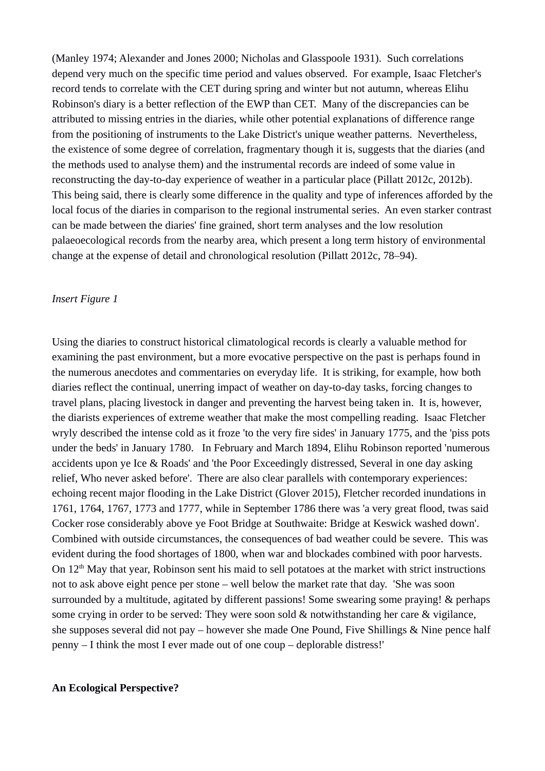(Manley 1974; Alexander and Jones 2000; Nicholas and Glasspoole 1931). Such correlations depend very much on the specific time period and values observed. For example, Isaac Fletcher's record tends to correlate with the CET during spring and winter but not autumn, whereas Elihu Robinson's diary is a better reflection of the EWP than CET. Many of the discrepancies can be attributed to missing entries in the diaries, while other potential explanations of difference range from the positioning of instruments to the Lake District's unique weather patterns. Nevertheless, the existence of some degree of correlation, fragmentary though it is, suggests that the diaries (and the methods used to analyse them) and the instrumental records are indeed of some value in reconstructing the day-to-day experience of weather in a particular place (Pillatt 2012c, 2012b). This being said, there is clearly some difference in the quality and type of inferences afforded by the local focus of the diaries in comparison to the regional instrumental series. An even starker contrast can be made between the diaries' fine grained, short term analyses and the low resolution palaeoecological records from the nearby area, which present a long term history of environmental change at the expense of detail and chronological resolution (Pillatt 2012c, 78–94).

*Insert Figure 1*

Using the diaries to construct historical climatological records is clearly a valuable method for examining the past environment, but a more evocative perspective on the past is perhaps found in the numerous anecdotes and commentaries on everyday life. It is striking, for example, how both diaries reflect the continual, unerring impact of weather on day-to-day tasks, forcing changes to travel plans, placing livestock in danger and preventing the harvest being taken in. It is, however, the diarists experiences of extreme weather that make the most compelling reading. Isaac Fletcher wryly described the intense cold as it froze 'to the very fire sides' in January 1775, and the 'piss pots under the beds' in January 1780. In February and March 1894, Elihu Robinson reported 'numerous accidents upon ye Ice & Roads' and 'the Poor Exceedingly distressed, Several in one day asking relief, Who never asked before'. There are also clear parallels with contemporary experiences: echoing recent major flooding in the Lake District (Glover 2015), Fletcher recorded inundations in 1761, 1764, 1767, 1773 and 1777, while in September 1786 there was 'a very great flood, twas said Cocker rose considerably above ye Foot Bridge at Southwaite: Bridge at Keswick washed down'. Combined with outside circumstances, the consequences of bad weather could be severe. This was evident during the food shortages of 1800, when war and blockades combined with poor harvests. On 12th May that year, Robinson sent his maid to sell potatoes at the market with strict instructions not to ask above eight pence per stone – well below the market rate that day. 'She was soon surrounded by a multitude, agitated by different passions! Some swearing some praying! & perhaps some crying in order to be served: They were soon sold & notwithstanding her care & vigilance, she supposes several did not pay – however she made One Pound, Five Shillings & Nine pence half penny – I think the most I ever made out of one coup – deplorable distress!'

**An Ecological Perspective?**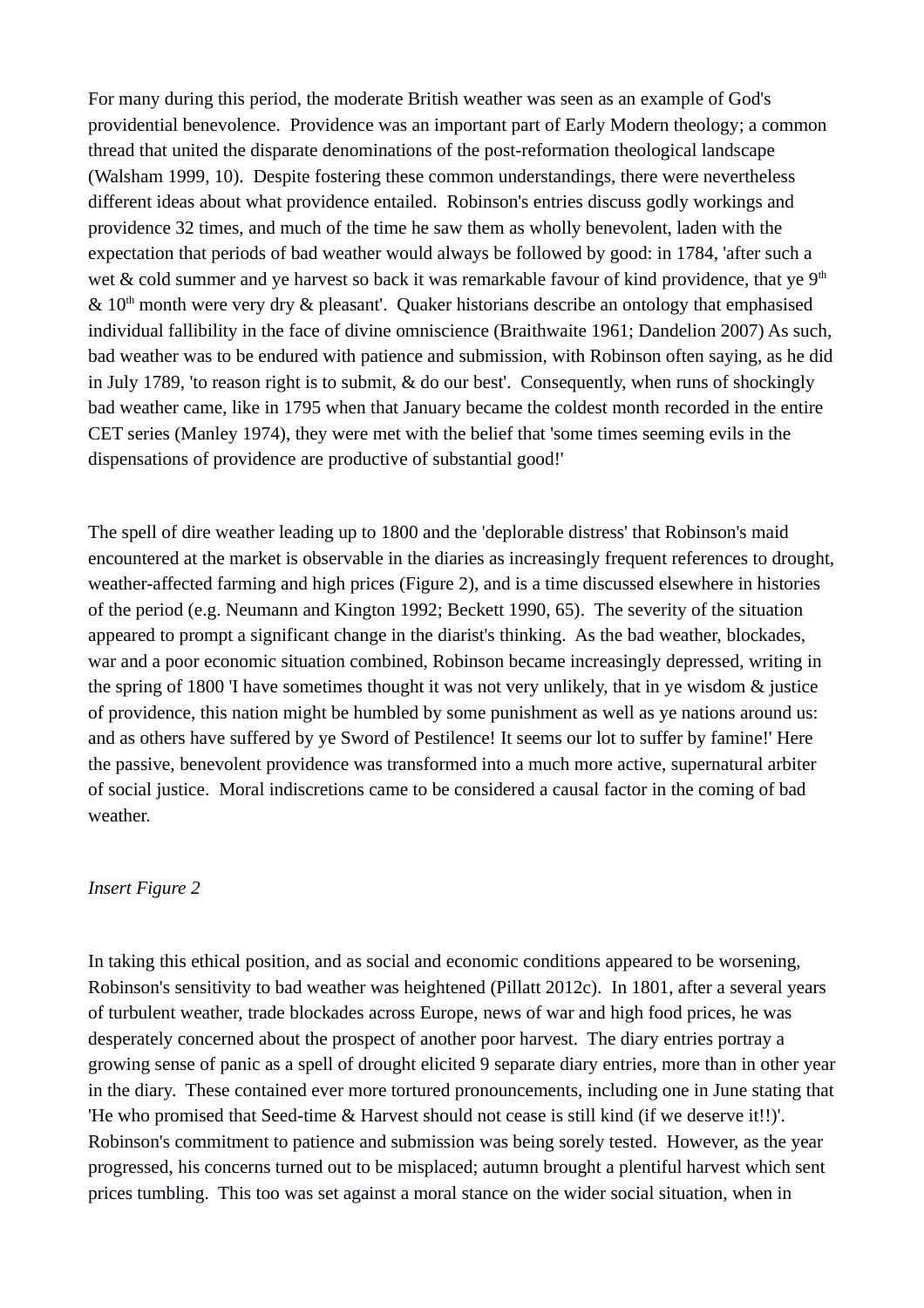For many during this period, the moderate British weather was seen as an example of God's providential benevolence. Providence was an important part of Early Modern theology; a common thread that united the disparate denominations of the post-reformation theological landscape (Walsham 1999, 10). Despite fostering these common understandings, there were nevertheless different ideas about what providence entailed. Robinson's entries discuss godly workings and providence 32 times, and much of the time he saw them as wholly benevolent, laden with the expectation that periods of bad weather would always be followed by good: in 1784, 'after such a wet & cold summer and ye harvest so back it was remarkable favour of kind providence, that ye 9th & 10th month were very dry & pleasant'. Quaker historians describe an ontology that emphasised individual fallibility in the face of divine omniscience (Braithwaite 1961; Dandelion 2007) As such, bad weather was to be endured with patience and submission, with Robinson often saying, as he did in July 1789, 'to reason right is to submit, & do our best'. Consequently, when runs of shockingly bad weather came, like in 1795 when that January became the coldest month recorded in the entire CET series (Manley 1974), they were met with the belief that 'some times seeming evils in the dispensations of providence are productive of substantial good!'

The spell of dire weather leading up to 1800 and the 'deplorable distress' that Robinson's maid encountered at the market is observable in the diaries as increasingly frequent references to drought, weather-affected farming and high prices (Figure 2), and is a time discussed elsewhere in histories of the period (e.g. Neumann and Kington 1992; Beckett 1990, 65). The severity of the situation appeared to prompt a significant change in the diarist's thinking. As the bad weather, blockades, war and a poor economic situation combined, Robinson became increasingly depressed, writing in the spring of 1800 'I have sometimes thought it was not very unlikely, that in ye wisdom & justice of providence, this nation might be humbled by some punishment as well as ye nations around us: and as others have suffered by ye Sword of Pestilence! It seems our lot to suffer by famine!' Here the passive, benevolent providence was transformed into a much more active, supernatural arbiter of social justice. Moral indiscretions came to be considered a causal factor in the coming of bad weather.

*Insert Figure 2*

In taking this ethical position, and as social and economic conditions appeared to be worsening, Robinson's sensitivity to bad weather was heightened (Pillatt 2012c). In 1801, after a several years of turbulent weather, trade blockades across Europe, news of war and high food prices, he was desperately concerned about the prospect of another poor harvest. The diary entries portray a growing sense of panic as a spell of drought elicited 9 separate diary entries, more than in other year in the diary. These contained ever more tortured pronouncements, including one in June stating that 'He who promised that Seed-time & Harvest should not cease is still kind (if we deserve it!!)'. Robinson's commitment to patience and submission was being sorely tested. However, as the year progressed, his concerns turned out to be misplaced; autumn brought a plentiful harvest which sent prices tumbling. This too was set against a moral stance on the wider social situation, when in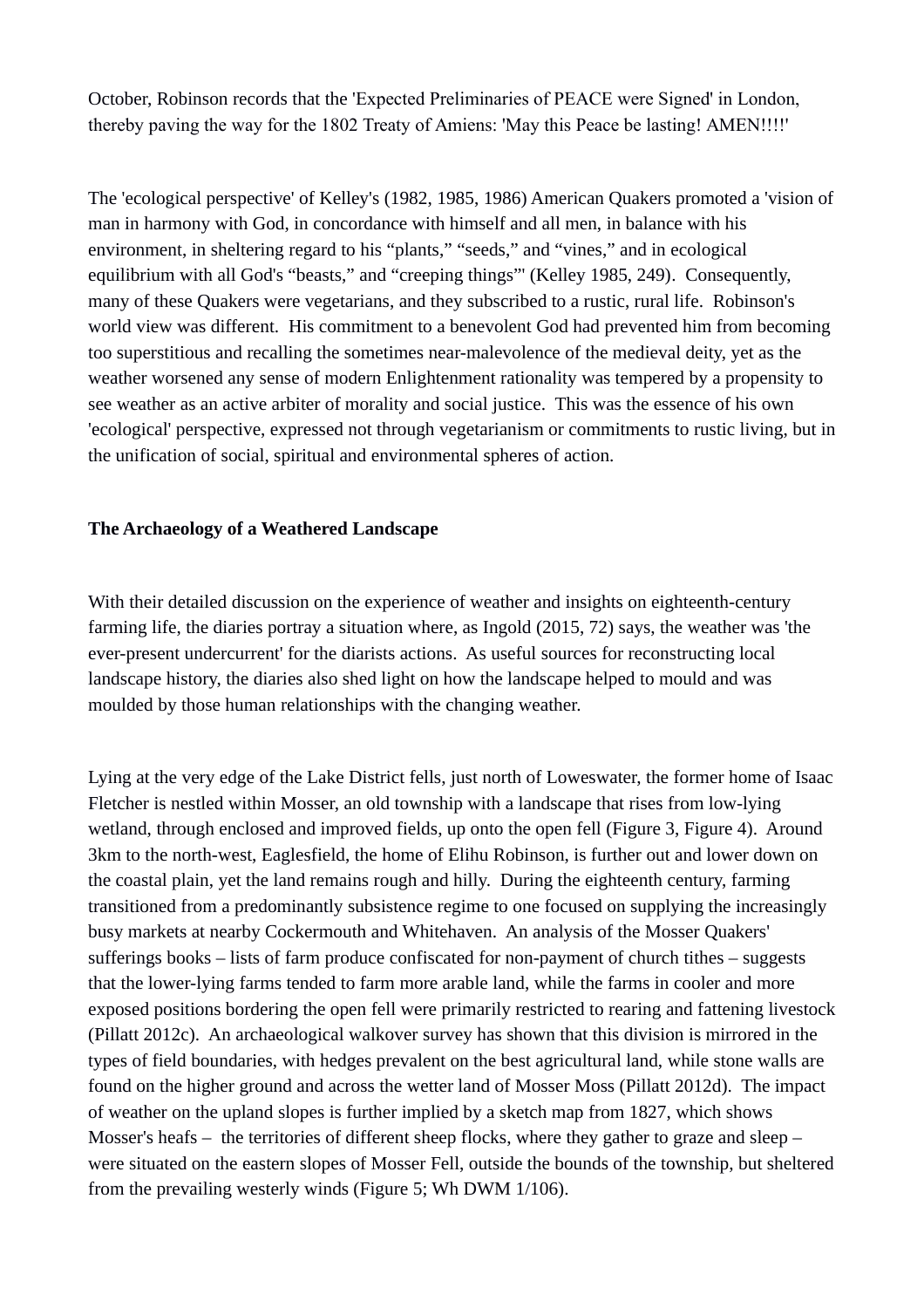October, Robinson records that the 'Expected Preliminaries of PEACE were Signed' in London, thereby paving the way for the 1802 Treaty of Amiens: 'May this Peace be lasting! AMEN!!!!'

The 'ecological perspective' of Kelley's (1982, 1985, 1986) American Quakers promoted a 'vision of man in harmony with God, in concordance with himself and all men, in balance with his environment, in sheltering regard to his "plants," "seeds," and "vines," and in ecological equilibrium with all God's "beasts," and "creeping things"' (Kelley 1985, 249). Consequently, many of these Quakers were vegetarians, and they subscribed to a rustic, rural life. Robinson's world view was different. His commitment to a benevolent God had prevented him from becoming too superstitious and recalling the sometimes near-malevolence of the medieval deity, yet as the weather worsened any sense of modern Enlightenment rationality was tempered by a propensity to see weather as an active arbiter of morality and social justice. This was the essence of his own 'ecological' perspective, expressed not through vegetarianism or commitments to rustic living, but in the unification of social, spiritual and environmental spheres of action.

**The Archaeology of a Weathered Landscape**

With their detailed discussion on the experience of weather and insights on eighteenth-century farming life, the diaries portray a situation where, as Ingold (2015, 72) says, the weather was 'the ever-present undercurrent' for the diarists actions. As useful sources for reconstructing local landscape history, the diaries also shed light on how the landscape helped to mould and was moulded by those human relationships with the changing weather.

Lying at the very edge of the Lake District fells, just north of Loweswater, the former home of Isaac Fletcher is nestled within Mosser, an old township with a landscape that rises from low-lying wetland, through enclosed and improved fields, up onto the open fell (Figure 3, Figure 4). Around 3km to the north-west, Eaglesfield, the home of Elihu Robinson, is further out and lower down on the coastal plain, yet the land remains rough and hilly. During the eighteenth century, farming transitioned from a predominantly subsistence regime to one focused on supplying the increasingly busy markets at nearby Cockermouth and Whitehaven. An analysis of the Mosser Quakers' sufferings books – lists of farm produce confiscated for non-payment of church tithes – suggests that the lower-lying farms tended to farm more arable land, while the farms in cooler and more exposed positions bordering the open fell were primarily restricted to rearing and fattening livestock (Pillatt 2012c). An archaeological walkover survey has shown that this division is mirrored in the types of field boundaries, with hedges prevalent on the best agricultural land, while stone walls are found on the higher ground and across the wetter land of Mosser Moss (Pillatt 2012d). The impact of weather on the upland slopes is further implied by a sketch map from 1827, which shows Mosser's heafs – the territories of different sheep flocks, where they gather to graze and sleep – were situated on the eastern slopes of Mosser Fell, outside the bounds of the township, but sheltered from the prevailing westerly winds (Figure 5; Wh DWM 1/106).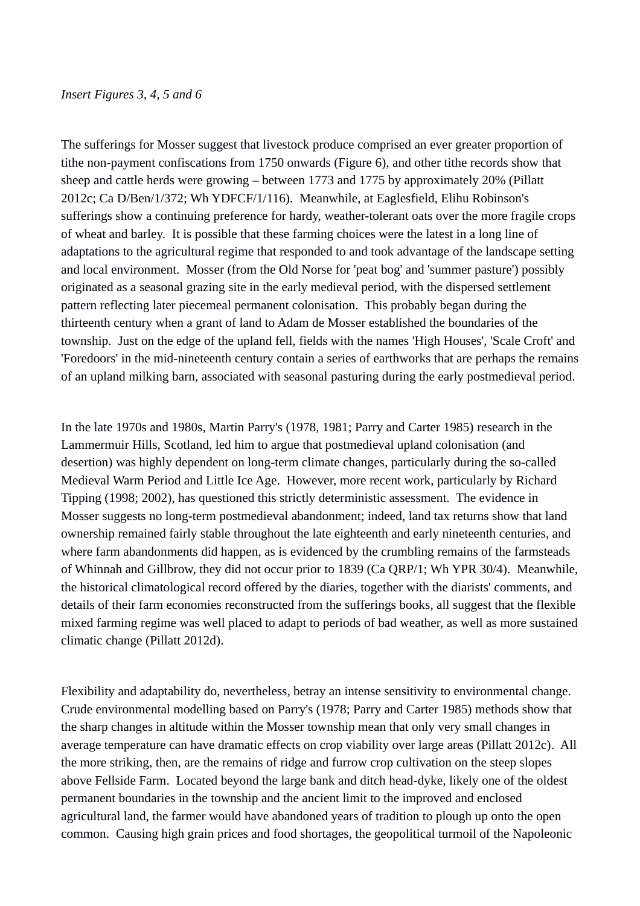*Insert Figures 3, 4, 5 and 6*

The sufferings for Mosser suggest that livestock produce comprised an ever greater proportion of tithe non-payment confiscations from 1750 onwards (Figure 6), and other tithe records show that sheep and cattle herds were growing – between 1773 and 1775 by approximately 20% (Pillatt 2012c; Ca D/Ben/1/372; Wh YDFCF/1/116). Meanwhile, at Eaglesfield, Elihu Robinson's sufferings show a continuing preference for hardy, weather-tolerant oats over the more fragile crops of wheat and barley. It is possible that these farming choices were the latest in a long line of adaptations to the agricultural regime that responded to and took advantage of the landscape setting and local environment. Mosser (from the Old Norse for 'peat bog' and 'summer pasture') possibly originated as a seasonal grazing site in the early medieval period, with the dispersed settlement pattern reflecting later piecemeal permanent colonisation. This probably began during the thirteenth century when a grant of land to Adam de Mosser established the boundaries of the township. Just on the edge of the upland fell, fields with the names 'High Houses', 'Scale Croft' and 'Foredoors' in the mid-nineteenth century contain a series of earthworks that are perhaps the remains of an upland milking barn, associated with seasonal pasturing during the early postmedieval period.

In the late 1970s and 1980s, Martin Parry's (1978, 1981; Parry and Carter 1985) research in the Lammermuir Hills, Scotland, led him to argue that postmedieval upland colonisation (and desertion) was highly dependent on long-term climate changes, particularly during the so-called Medieval Warm Period and Little Ice Age. However, more recent work, particularly by Richard Tipping (1998; 2002), has questioned this strictly deterministic assessment. The evidence in Mosser suggests no long-term postmedieval abandonment; indeed, land tax returns show that land ownership remained fairly stable throughout the late eighteenth and early nineteenth centuries, and where farm abandonments did happen, as is evidenced by the crumbling remains of the farmsteads of Whinnah and Gillbrow, they did not occur prior to 1839 (Ca QRP/1; Wh YPR 30/4). Meanwhile, the historical climatological record offered by the diaries, together with the diarists' comments, and details of their farm economies reconstructed from the sufferings books, all suggest that the flexible mixed farming regime was well placed to adapt to periods of bad weather, as well as more sustained climatic change (Pillatt 2012d).

Flexibility and adaptability do, nevertheless, betray an intense sensitivity to environmental change. Crude environmental modelling based on Parry's (1978; Parry and Carter 1985) methods show that the sharp changes in altitude within the Mosser township mean that only very small changes in average temperature can have dramatic effects on crop viability over large areas (Pillatt 2012c). All the more striking, then, are the remains of ridge and furrow crop cultivation on the steep slopes above Fellside Farm. Located beyond the large bank and ditch head-dyke, likely one of the oldest permanent boundaries in the township and the ancient limit to the improved and enclosed agricultural land, the farmer would have abandoned years of tradition to plough up onto the open common. Causing high grain prices and food shortages, the geopolitical turmoil of the Napoleonic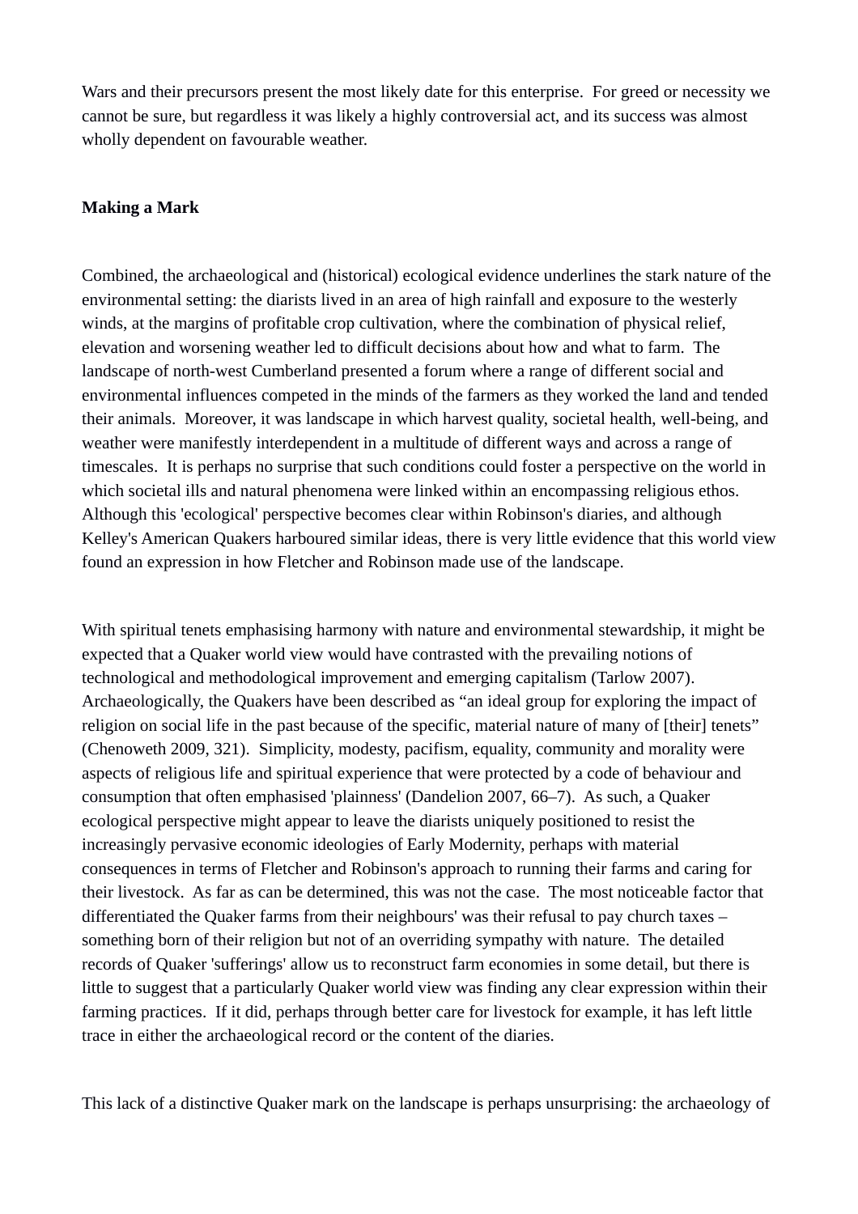Wars and their precursors present the most likely date for this enterprise. For greed or necessity we cannot be sure, but regardless it was likely a highly controversial act, and its success was almost wholly dependent on favourable weather.

**Making a Mark**

Combined, the archaeological and (historical) ecological evidence underlines the stark nature of the environmental setting: the diarists lived in an area of high rainfall and exposure to the westerly winds, at the margins of profitable crop cultivation, where the combination of physical relief, elevation and worsening weather led to difficult decisions about how and what to farm. The landscape of north-west Cumberland presented a forum where a range of different social and environmental influences competed in the minds of the farmers as they worked the land and tended their animals. Moreover, it was landscape in which harvest quality, societal health, well-being, and weather were manifestly interdependent in a multitude of different ways and across a range of timescales. It is perhaps no surprise that such conditions could foster a perspective on the world in which societal ills and natural phenomena were linked within an encompassing religious ethos. Although this 'ecological' perspective becomes clear within Robinson's diaries, and although Kelley's American Quakers harboured similar ideas, there is very little evidence that this world view found an expression in how Fletcher and Robinson made use of the landscape.

With spiritual tenets emphasising harmony with nature and environmental stewardship, it might be expected that a Quaker world view would have contrasted with the prevailing notions of technological and methodological improvement and emerging capitalism (Tarlow 2007). Archaeologically, the Quakers have been described as "an ideal group for exploring the impact of religion on social life in the past because of the specific, material nature of many of [their] tenets" (Chenoweth 2009, 321). Simplicity, modesty, pacifism, equality, community and morality were aspects of religious life and spiritual experience that were protected by a code of behaviour and consumption that often emphasised 'plainness' (Dandelion 2007, 66–7). As such, a Quaker ecological perspective might appear to leave the diarists uniquely positioned to resist the increasingly pervasive economic ideologies of Early Modernity, perhaps with material consequences in terms of Fletcher and Robinson's approach to running their farms and caring for their livestock. As far as can be determined, this was not the case. The most noticeable factor that differentiated the Quaker farms from their neighbours' was their refusal to pay church taxes – something born of their religion but not of an overriding sympathy with nature. The detailed records of Quaker 'sufferings' allow us to reconstruct farm economies in some detail, but there is little to suggest that a particularly Quaker world view was finding any clear expression within their farming practices. If it did, perhaps through better care for livestock for example, it has left little trace in either the archaeological record or the content of the diaries.

This lack of a distinctive Quaker mark on the landscape is perhaps unsurprising: the archaeology of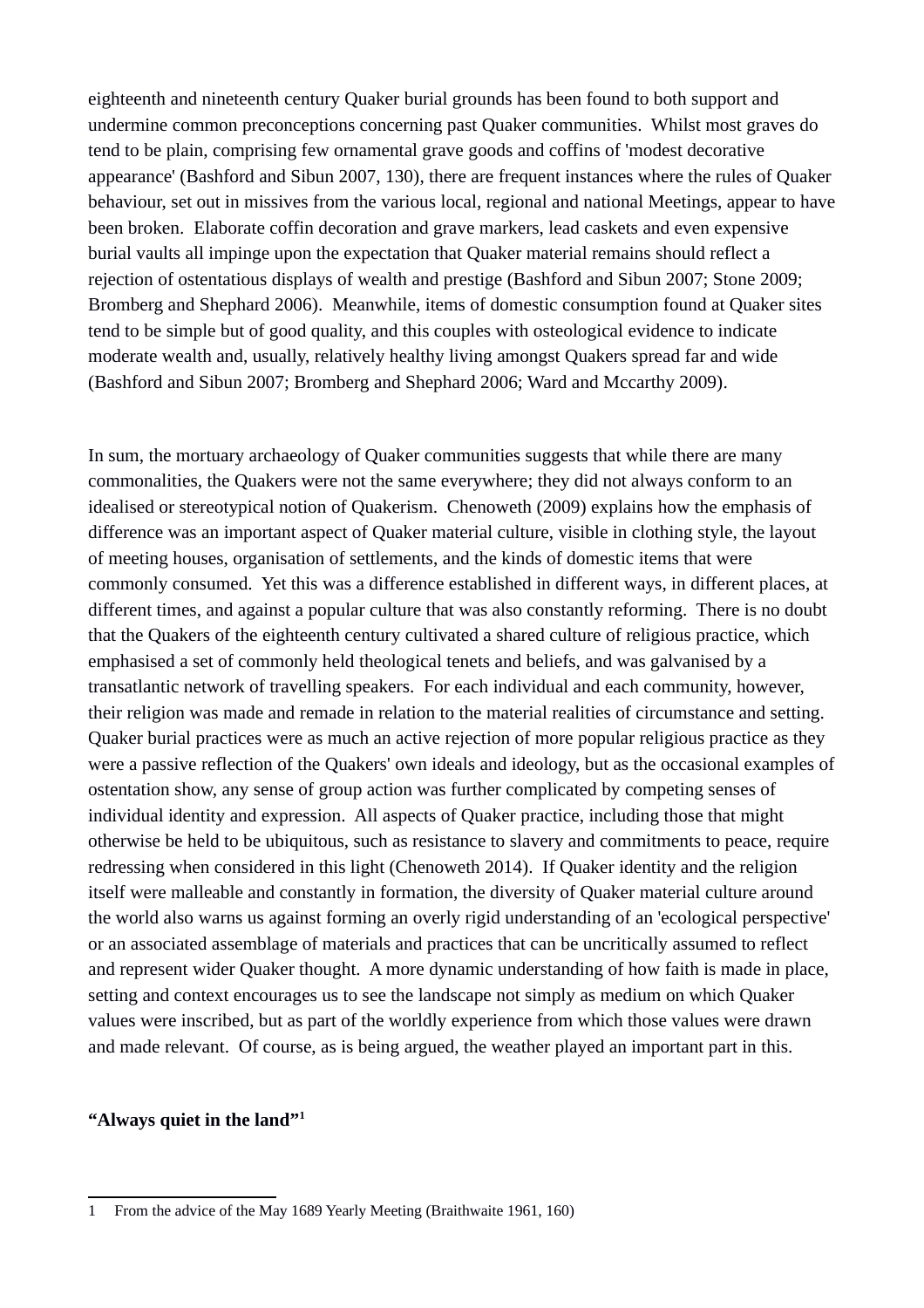eighteenth and nineteenth century Quaker burial grounds has been found to both support and undermine common preconceptions concerning past Quaker communities. Whilst most graves do tend to be plain, comprising few ornamental grave goods and coffins of 'modest decorative appearance' (Bashford and Sibun 2007, 130), there are frequent instances where the rules of Quaker behaviour, set out in missives from the various local, regional and national Meetings, appear to have been broken. Elaborate coffin decoration and grave markers, lead caskets and even expensive burial vaults all impinge upon the expectation that Quaker material remains should reflect a rejection of ostentatious displays of wealth and prestige (Bashford and Sibun 2007; Stone 2009; Bromberg and Shephard 2006). Meanwhile, items of domestic consumption found at Quaker sites tend to be simple but of good quality, and this couples with osteological evidence to indicate moderate wealth and, usually, relatively healthy living amongst Quakers spread far and wide (Bashford and Sibun 2007; Bromberg and Shephard 2006; Ward and Mccarthy 2009).

In sum, the mortuary archaeology of Quaker communities suggests that while there are many commonalities, the Quakers were not the same everywhere; they did not always conform to an idealised or stereotypical notion of Quakerism. Chenoweth (2009) explains how the emphasis of difference was an important aspect of Quaker material culture, visible in clothing style, the layout of meeting houses, organisation of settlements, and the kinds of domestic items that were commonly consumed. Yet this was a difference established in different ways, in different places, at different times, and against a popular culture that was also constantly reforming. There is no doubt that the Quakers of the eighteenth century cultivated a shared culture of religious practice, which emphasised a set of commonly held theological tenets and beliefs, and was galvanised by a transatlantic network of travelling speakers. For each individual and each community, however, their religion was made and remade in relation to the material realities of circumstance and setting. Quaker burial practices were as much an active rejection of more popular religious practice as they were a passive reflection of the Quakers' own ideals and ideology, but as the occasional examples of ostentation show, any sense of group action was further complicated by competing senses of individual identity and expression. All aspects of Quaker practice, including those that might otherwise be held to be ubiquitous, such as resistance to slavery and commitments to peace, require redressing when considered in this light (Chenoweth 2014). If Quaker identity and the religion itself were malleable and constantly in formation, the diversity of Quaker material culture around the world also warns us against forming an overly rigid understanding of an 'ecological perspective' or an associated assemblage of materials and practices that can be uncritically assumed to reflect and represent wider Quaker thought. A more dynamic understanding of how faith is made in place, setting and context encourages us to see the landscape not simply as medium on which Quaker values were inscribed, but as part of the worldly experience from which those values were drawn and made relevant. Of course, as is being argued, the weather played an important part in this.

**“Always quiet in the land”[1]**

---

1 From the advice of the May 1689 Yearly Meeting (Braithwaite 1961, 160)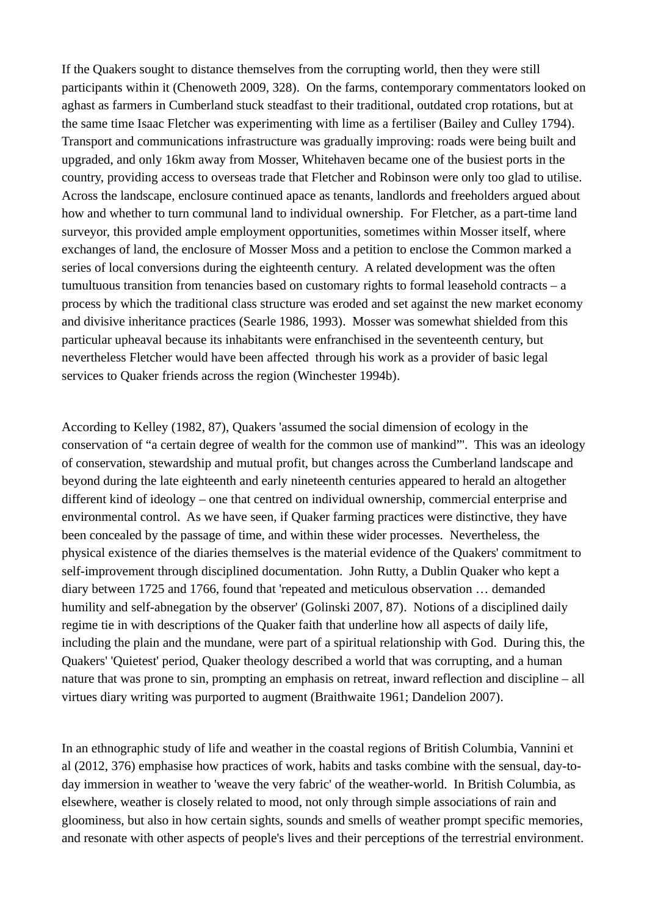If the Quakers sought to distance themselves from the corrupting world, then they were still participants within it (Chenoweth 2009, 328). On the farms, contemporary commentators looked on aghast as farmers in Cumberland stuck steadfast to their traditional, outdated crop rotations, but at the same time Isaac Fletcher was experimenting with lime as a fertiliser (Bailey and Culley 1794). Transport and communications infrastructure was gradually improving: roads were being built and upgraded, and only 16km away from Mosser, Whitehaven became one of the busiest ports in the country, providing access to overseas trade that Fletcher and Robinson were only too glad to utilise. Across the landscape, enclosure continued apace as tenants, landlords and freeholders argued about how and whether to turn communal land to individual ownership. For Fletcher, as a part-time land surveyor, this provided ample employment opportunities, sometimes within Mosser itself, where exchanges of land, the enclosure of Mosser Moss and a petition to enclose the Common marked a series of local conversions during the eighteenth century. A related development was the often tumultuous transition from tenancies based on customary rights to formal leasehold contracts – a process by which the traditional class structure was eroded and set against the new market economy and divisive inheritance practices (Searle 1986, 1993). Mosser was somewhat shielded from this particular upheaval because its inhabitants were enfranchised in the seventeenth century, but nevertheless Fletcher would have been affected through his work as a provider of basic legal services to Quaker friends across the region (Winchester 1994b).

According to Kelley (1982, 87), Quakers 'assumed the social dimension of ecology in the conservation of "a certain degree of wealth for the common use of mankind"'. This was an ideology of conservation, stewardship and mutual profit, but changes across the Cumberland landscape and beyond during the late eighteenth and early nineteenth centuries appeared to herald an altogether different kind of ideology – one that centred on individual ownership, commercial enterprise and environmental control. As we have seen, if Quaker farming practices were distinctive, they have been concealed by the passage of time, and within these wider processes. Nevertheless, the physical existence of the diaries themselves is the material evidence of the Quakers' commitment to self-improvement through disciplined documentation. John Rutty, a Dublin Quaker who kept a diary between 1725 and 1766, found that 'repeated and meticulous observation … demanded humility and self-abnegation by the observer' (Golinski 2007, 87). Notions of a disciplined daily regime tie in with descriptions of the Quaker faith that underline how all aspects of daily life, including the plain and the mundane, were part of a spiritual relationship with God. During this, the Quakers' 'Quietest' period, Quaker theology described a world that was corrupting, and a human nature that was prone to sin, prompting an emphasis on retreat, inward reflection and discipline – all virtues diary writing was purported to augment (Braithwaite 1961; Dandelion 2007).

In an ethnographic study of life and weather in the coastal regions of British Columbia, Vannini et al (2012, 376) emphasise how practices of work, habits and tasks combine with the sensual, day-to-day immersion in weather to 'weave the very fabric' of the weather-world. In British Columbia, as elsewhere, weather is closely related to mood, not only through simple associations of rain and gloominess, but also in how certain sights, sounds and smells of weather prompt specific memories, and resonate with other aspects of people's lives and their perceptions of the terrestrial environment.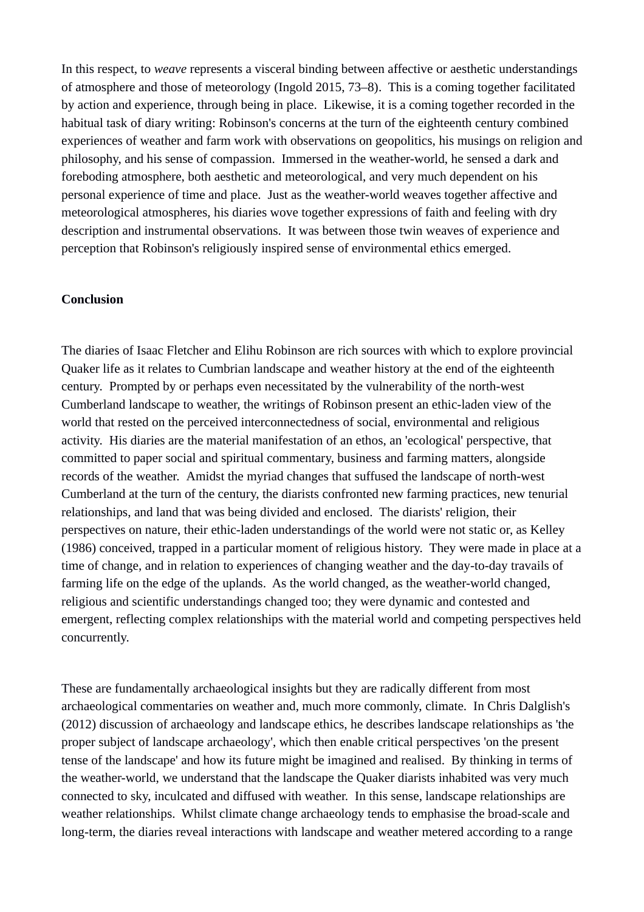In this respect, to *weave* represents a visceral binding between affective or aesthetic understandings of atmosphere and those of meteorology (Ingold 2015, 73–8). This is a coming together facilitated by action and experience, through being in place. Likewise, it is a coming together recorded in the habitual task of diary writing: Robinson's concerns at the turn of the eighteenth century combined experiences of weather and farm work with observations on geopolitics, his musings on religion and philosophy, and his sense of compassion. Immersed in the weather-world, he sensed a dark and foreboding atmosphere, both aesthetic and meteorological, and very much dependent on his personal experience of time and place. Just as the weather-world weaves together affective and meteorological atmospheres, his diaries wove together expressions of faith and feeling with dry description and instrumental observations. It was between those twin weaves of experience and perception that Robinson's religiously inspired sense of environmental ethics emerged.

**Conclusion**

The diaries of Isaac Fletcher and Elihu Robinson are rich sources with which to explore provincial Quaker life as it relates to Cumbrian landscape and weather history at the end of the eighteenth century. Prompted by or perhaps even necessitated by the vulnerability of the north-west Cumberland landscape to weather, the writings of Robinson present an ethic-laden view of the world that rested on the perceived interconnectedness of social, environmental and religious activity. His diaries are the material manifestation of an ethos, an 'ecological' perspective, that committed to paper social and spiritual commentary, business and farming matters, alongside records of the weather. Amidst the myriad changes that suffused the landscape of north-west Cumberland at the turn of the century, the diarists confronted new farming practices, new tenurial relationships, and land that was being divided and enclosed. The diarists' religion, their perspectives on nature, their ethic-laden understandings of the world were not static or, as Kelley (1986) conceived, trapped in a particular moment of religious history. They were made in place at a time of change, and in relation to experiences of changing weather and the day-to-day travails of farming life on the edge of the uplands. As the world changed, as the weather-world changed, religious and scientific understandings changed too; they were dynamic and contested and emergent, reflecting complex relationships with the material world and competing perspectives held concurrently.

These are fundamentally archaeological insights but they are radically different from most archaeological commentaries on weather and, much more commonly, climate. In Chris Dalglish's (2012) discussion of archaeology and landscape ethics, he describes landscape relationships as 'the proper subject of landscape archaeology', which then enable critical perspectives 'on the present tense of the landscape' and how its future might be imagined and realised. By thinking in terms of the weather-world, we understand that the landscape the Quaker diarists inhabited was very much connected to sky, inculcated and diffused with weather. In this sense, landscape relationships are weather relationships. Whilst climate change archaeology tends to emphasise the broad-scale and long-term, the diaries reveal interactions with landscape and weather metered according to a range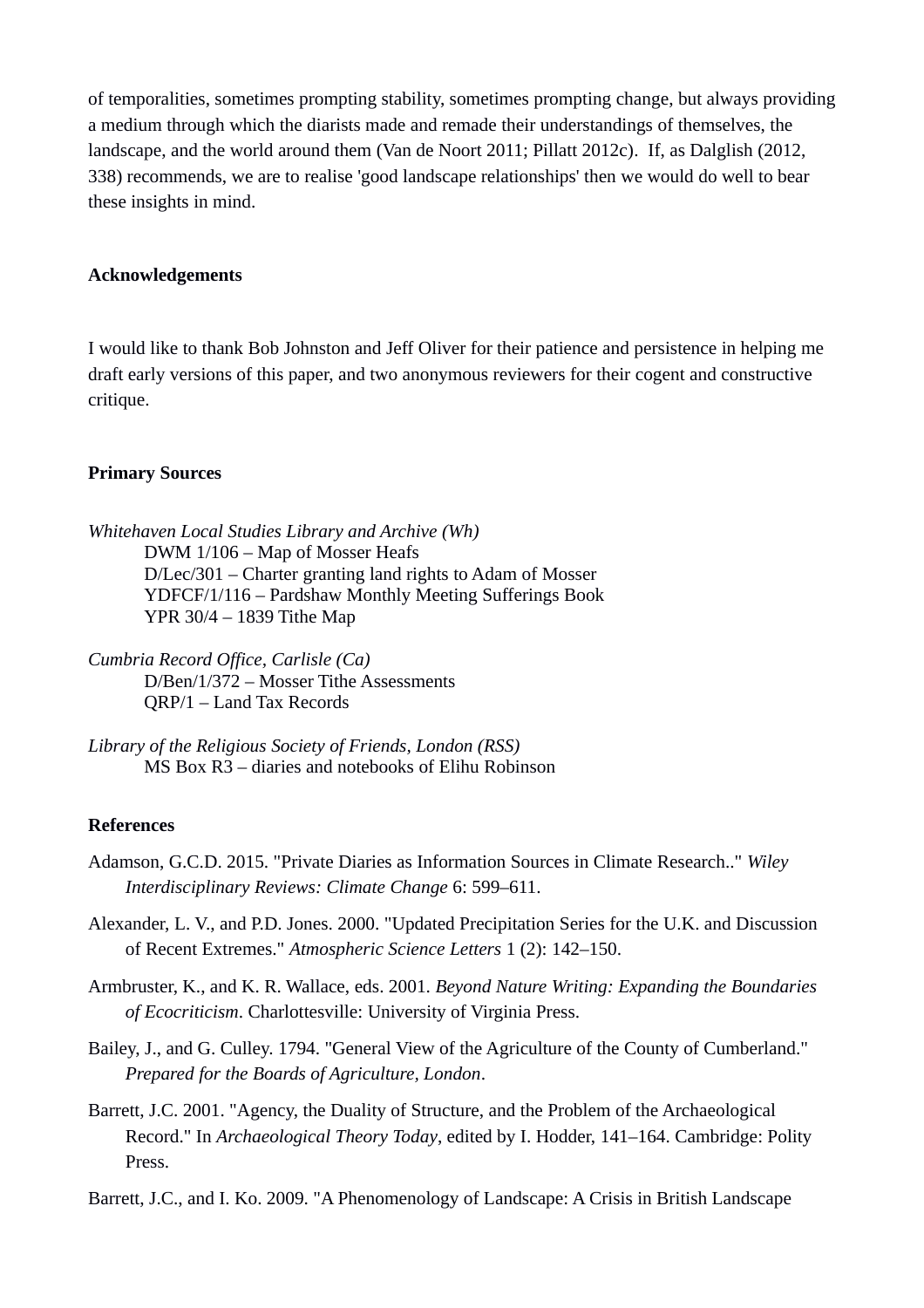of temporalities, sometimes prompting stability, sometimes prompting change, but always providing a medium through which the diarists made and remade their understandings of themselves, the landscape, and the world around them (Van de Noort 2011; Pillatt 2012c). If, as Dalglish (2012, 338) recommends, we are to realise 'good landscape relationships' then we would do well to bear these insights in mind.

## Acknowledgements

I would like to thank Bob Johnston and Jeff Oliver for their patience and persistence in helping me draft early versions of this paper, and two anonymous reviewers for their cogent and constructive critique.

## Primary Sources

*Whitehaven Local Studies Library and Archive (Wh)*

- DWM 1/106 – Map of Mosser Heafs
- D/Lec/301 – Charter granting land rights to Adam of Mosser
- YDFCF/1/116 – Pardshaw Monthly Meeting Sufferings Book
- YPR 30/4 – 1839 Tithe Map

*Cumbria Record Office, Carlisle (Ca)*

- D/Ben/1/372 – Mosser Tithe Assessments
- QRP/1 – Land Tax Records

*Library of the Religious Society of Friends, London (RSS)*

- MS Box R3 – diaries and notebooks of Elihu Robinson

## References

Adamson, G.C.D. 2015. "Private Diaries as Information Sources in Climate Research.." *Wiley Interdisciplinary Reviews: Climate Change* 6: 599–611.

Alexander, L. V., and P.D. Jones. 2000. "Updated Precipitation Series for the U.K. and Discussion of Recent Extremes." *Atmospheric Science Letters* 1 (2): 142–150.

Armbruster, K., and K. R. Wallace, eds. 2001. *Beyond Nature Writing: Expanding the Boundaries of Ecocriticism*. Charlottesville: University of Virginia Press.

Bailey, J., and G. Culley. 1794. "General View of the Agriculture of the County of Cumberland." *Prepared for the Boards of Agriculture, London*.

Barrett, J.C. 2001. "Agency, the Duality of Structure, and the Problem of the Archaeological Record." In *Archaeological Theory Today*, edited by I. Hodder, 141–164. Cambridge: Polity Press.

Barrett, J.C., and I. Ko. 2009. "A Phenomenology of Landscape: A Crisis in British Landscape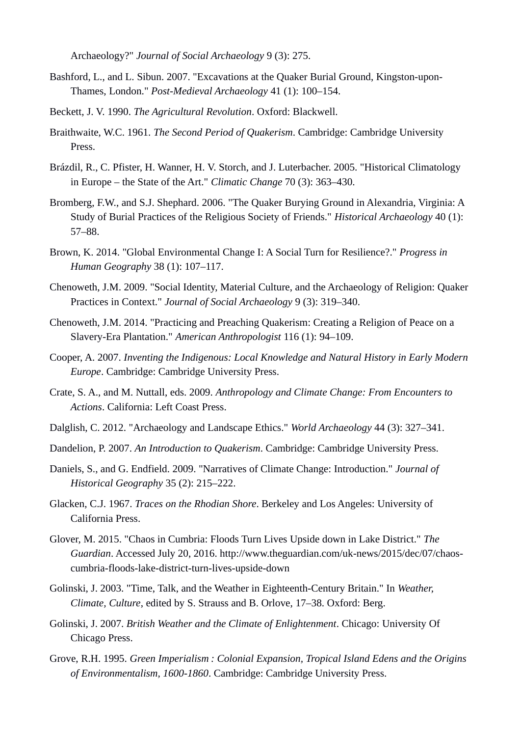Archaeology?" *Journal of Social Archaeology* 9 (3): 275.

Bashford, L., and L. Sibun. 2007. "Excavations at the Quaker Burial Ground, Kingston-upon-Thames, London." *Post-Medieval Archaeology* 41 (1): 100–154.

Beckett, J. V. 1990. *The Agricultural Revolution*. Oxford: Blackwell.

Braithwaite, W.C. 1961. *The Second Period of Quakerism*. Cambridge: Cambridge University Press.

Brázdil, R., C. Pfister, H. Wanner, H. V. Storch, and J. Luterbacher. 2005. "Historical Climatology in Europe – the State of the Art." *Climatic Change* 70 (3): 363–430.

Bromberg, F.W., and S.J. Shephard. 2006. "The Quaker Burying Ground in Alexandria, Virginia: A Study of Burial Practices of the Religious Society of Friends." *Historical Archaeology* 40 (1): 57–88.

Brown, K. 2014. "Global Environmental Change I: A Social Turn for Resilience?." *Progress in Human Geography* 38 (1): 107–117.

Chenoweth, J.M. 2009. "Social Identity, Material Culture, and the Archaeology of Religion: Quaker Practices in Context." *Journal of Social Archaeology* 9 (3): 319–340.

Chenoweth, J.M. 2014. "Practicing and Preaching Quakerism: Creating a Religion of Peace on a Slavery-Era Plantation." *American Anthropologist* 116 (1): 94–109.

Cooper, A. 2007. *Inventing the Indigenous: Local Knowledge and Natural History in Early Modern Europe*. Cambridge: Cambridge University Press.

Crate, S. A., and M. Nuttall, eds. 2009. *Anthropology and Climate Change: From Encounters to Actions*. California: Left Coast Press.

Dalglish, C. 2012. "Archaeology and Landscape Ethics." *World Archaeology* 44 (3): 327–341.

Dandelion, P. 2007. *An Introduction to Quakerism*. Cambridge: Cambridge University Press.

Daniels, S., and G. Endfield. 2009. "Narratives of Climate Change: Introduction." *Journal of Historical Geography* 35 (2): 215–222.

Glacken, C.J. 1967. *Traces on the Rhodian Shore*. Berkeley and Los Angeles: University of California Press.

Glover, M. 2015. "Chaos in Cumbria: Floods Turn Lives Upside down in Lake District." *The Guardian*. Accessed July 20, 2016. http://www.theguardian.com/uk-news/2015/dec/07/chaos-cumbria-floods-lake-district-turn-lives-upside-down

Golinski, J. 2003. "Time, Talk, and the Weather in Eighteenth-Century Britain." In *Weather, Climate, Culture*, edited by S. Strauss and B. Orlove, 17–38. Oxford: Berg.

Golinski, J. 2007. *British Weather and the Climate of Enlightenment*. Chicago: University Of Chicago Press.

Grove, R.H. 1995. *Green Imperialism : Colonial Expansion, Tropical Island Edens and the Origins of Environmentalism, 1600-1860*. Cambridge: Cambridge University Press.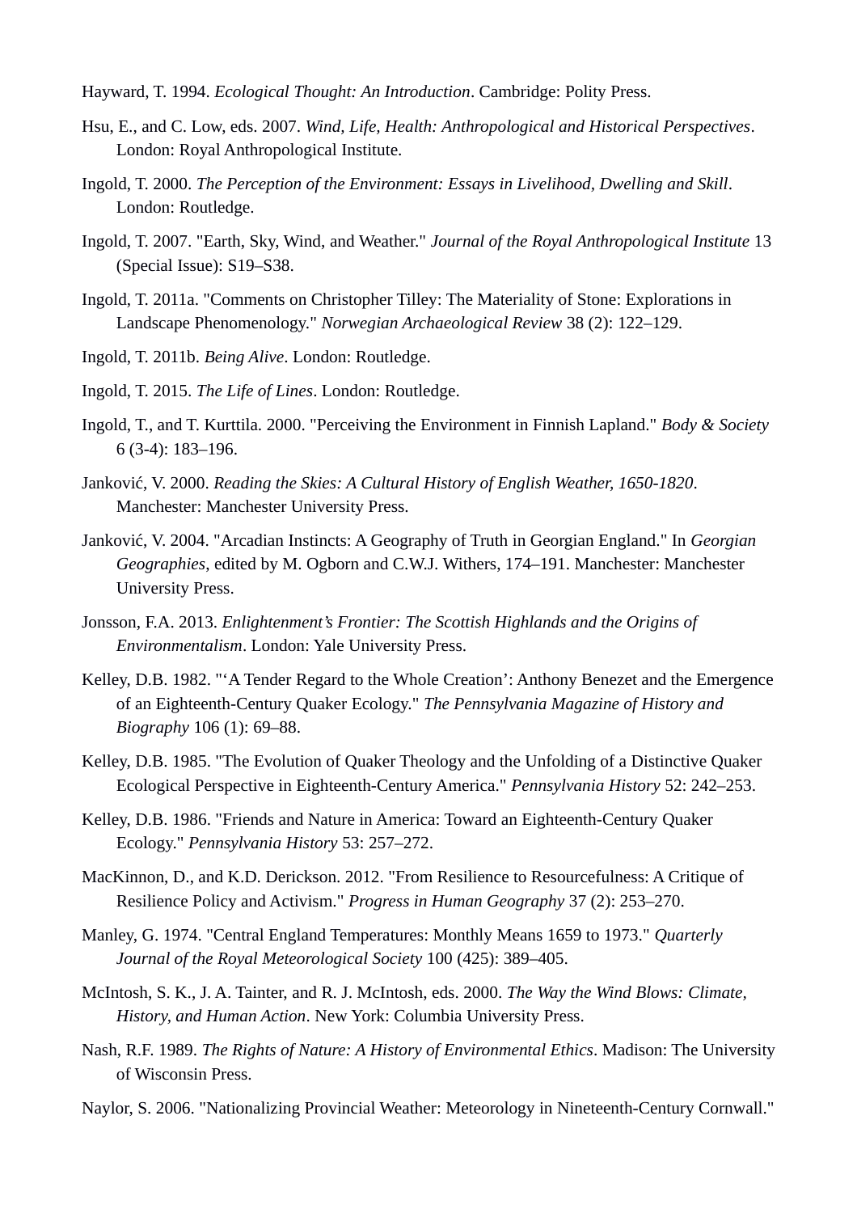Hayward, T. 1994. *Ecological Thought: An Introduction*. Cambridge: Polity Press.

Hsu, E., and C. Low, eds. 2007. *Wind, Life, Health: Anthropological and Historical Perspectives*. London: Royal Anthropological Institute.

Ingold, T. 2000. *The Perception of the Environment: Essays in Livelihood, Dwelling and Skill*. London: Routledge.

Ingold, T. 2007. "Earth, Sky, Wind, and Weather." *Journal of the Royal Anthropological Institute* 13 (Special Issue): S19–S38.

Ingold, T. 2011a. "Comments on Christopher Tilley: The Materiality of Stone: Explorations in Landscape Phenomenology." *Norwegian Archaeological Review* 38 (2): 122–129.

Ingold, T. 2011b. *Being Alive*. London: Routledge.

Ingold, T. 2015. *The Life of Lines*. London: Routledge.

Ingold, T., and T. Kurttila. 2000. "Perceiving the Environment in Finnish Lapland." *Body & Society* 6 (3-4): 183–196.

Janković, V. 2000. *Reading the Skies: A Cultural History of English Weather, 1650-1820*. Manchester: Manchester University Press.

Janković, V. 2004. "Arcadian Instincts: A Geography of Truth in Georgian England." In *Georgian Geographies*, edited by M. Ogborn and C.W.J. Withers, 174–191. Manchester: Manchester University Press.

Jonsson, F.A. 2013. *Enlightenment's Frontier: The Scottish Highlands and the Origins of Environmentalism*. London: Yale University Press.

Kelley, D.B. 1982. "'A Tender Regard to the Whole Creation': Anthony Benezet and the Emergence of an Eighteenth-Century Quaker Ecology." *The Pennsylvania Magazine of History and Biography* 106 (1): 69–88.

Kelley, D.B. 1985. "The Evolution of Quaker Theology and the Unfolding of a Distinctive Quaker Ecological Perspective in Eighteenth-Century America." *Pennsylvania History* 52: 242–253.

Kelley, D.B. 1986. "Friends and Nature in America: Toward an Eighteenth-Century Quaker Ecology." *Pennsylvania History* 53: 257–272.

MacKinnon, D., and K.D. Derickson. 2012. "From Resilience to Resourcefulness: A Critique of Resilience Policy and Activism." *Progress in Human Geography* 37 (2): 253–270.

Manley, G. 1974. "Central England Temperatures: Monthly Means 1659 to 1973." *Quarterly Journal of the Royal Meteorological Society* 100 (425): 389–405.

McIntosh, S. K., J. A. Tainter, and R. J. McIntosh, eds. 2000. *The Way the Wind Blows: Climate, History, and Human Action*. New York: Columbia University Press.

Nash, R.F. 1989. *The Rights of Nature: A History of Environmental Ethics*. Madison: The University of Wisconsin Press.

Naylor, S. 2006. "Nationalizing Provincial Weather: Meteorology in Nineteenth-Century Cornwall."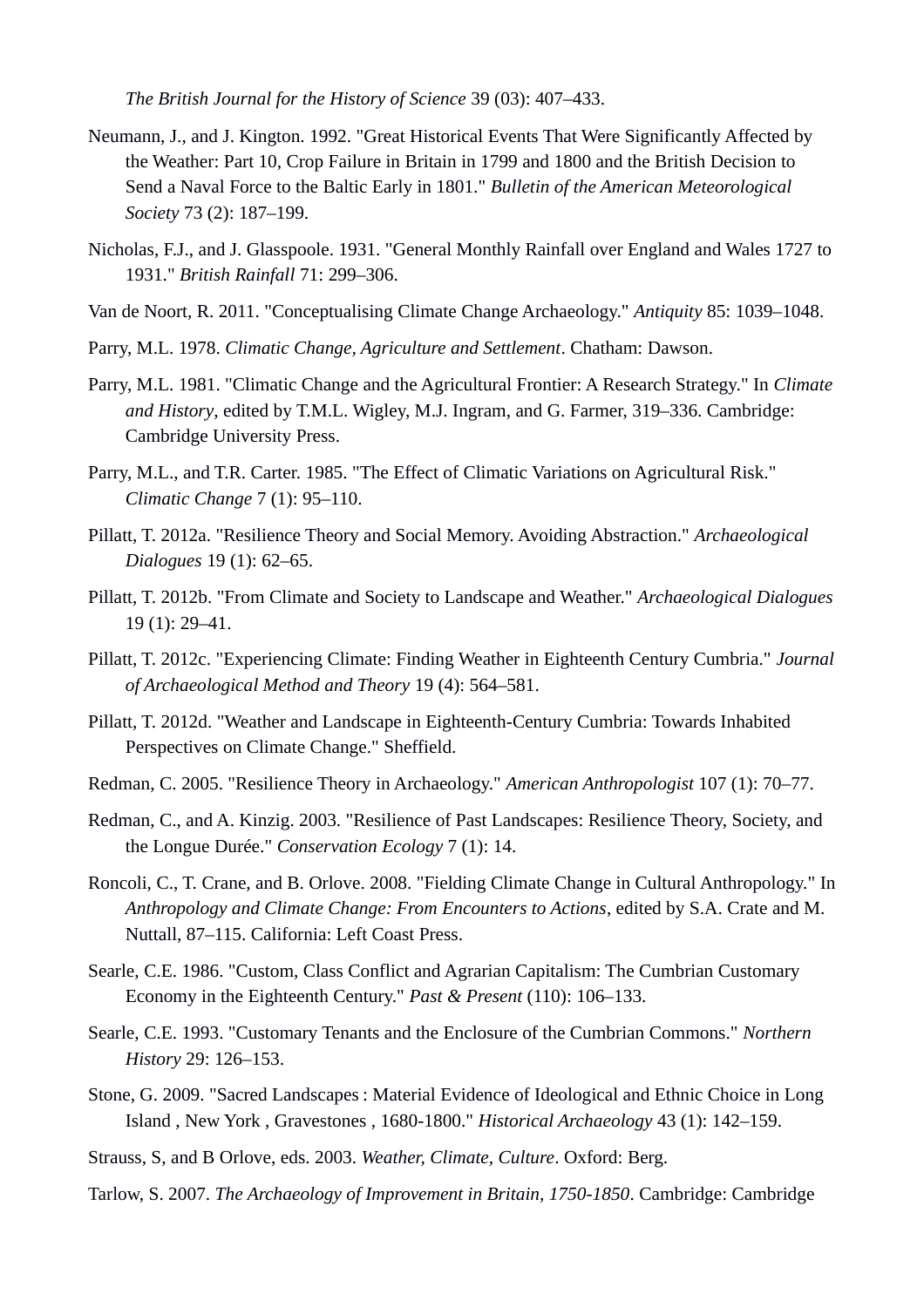*The British Journal for the History of Science* 39 (03): 407–433.

Neumann, J., and J. Kington. 1992. "Great Historical Events That Were Significantly Affected by the Weather: Part 10, Crop Failure in Britain in 1799 and 1800 and the British Decision to Send a Naval Force to the Baltic Early in 1801." *Bulletin of the American Meteorological Society* 73 (2): 187–199.

Nicholas, F.J., and J. Glasspoole. 1931. "General Monthly Rainfall over England and Wales 1727 to 1931." *British Rainfall* 71: 299–306.

Van de Noort, R. 2011. "Conceptualising Climate Change Archaeology." *Antiquity* 85: 1039–1048.

Parry, M.L. 1978. *Climatic Change, Agriculture and Settlement*. Chatham: Dawson.

Parry, M.L. 1981. "Climatic Change and the Agricultural Frontier: A Research Strategy." In *Climate and History*, edited by T.M.L. Wigley, M.J. Ingram, and G. Farmer, 319–336. Cambridge: Cambridge University Press.

Parry, M.L., and T.R. Carter. 1985. "The Effect of Climatic Variations on Agricultural Risk." *Climatic Change* 7 (1): 95–110.

Pillatt, T. 2012a. "Resilience Theory and Social Memory. Avoiding Abstraction." *Archaeological Dialogues* 19 (1): 62–65.

Pillatt, T. 2012b. "From Climate and Society to Landscape and Weather." *Archaeological Dialogues* 19 (1): 29–41.

Pillatt, T. 2012c. "Experiencing Climate: Finding Weather in Eighteenth Century Cumbria." *Journal of Archaeological Method and Theory* 19 (4): 564–581.

Pillatt, T. 2012d. "Weather and Landscape in Eighteenth-Century Cumbria: Towards Inhabited Perspectives on Climate Change." Sheffield.

Redman, C. 2005. "Resilience Theory in Archaeology." *American Anthropologist* 107 (1): 70–77.

Redman, C., and A. Kinzig. 2003. "Resilience of Past Landscapes: Resilience Theory, Society, and the Longue Durée." *Conservation Ecology* 7 (1): 14.

Roncoli, C., T. Crane, and B. Orlove. 2008. "Fielding Climate Change in Cultural Anthropology." In *Anthropology and Climate Change: From Encounters to Actions*, edited by S.A. Crate and M. Nuttall, 87–115. California: Left Coast Press.

Searle, C.E. 1986. "Custom, Class Conflict and Agrarian Capitalism: The Cumbrian Customary Economy in the Eighteenth Century." *Past & Present* (110): 106–133.

Searle, C.E. 1993. "Customary Tenants and the Enclosure of the Cumbrian Commons." *Northern History* 29: 126–153.

Stone, G. 2009. "Sacred Landscapes : Material Evidence of Ideological and Ethnic Choice in Long Island , New York , Gravestones , 1680-1800." *Historical Archaeology* 43 (1): 142–159.

Strauss, S, and B Orlove, eds. 2003. *Weather, Climate, Culture*. Oxford: Berg.

Tarlow, S. 2007. *The Archaeology of Improvement in Britain, 1750-1850*. Cambridge: Cambridge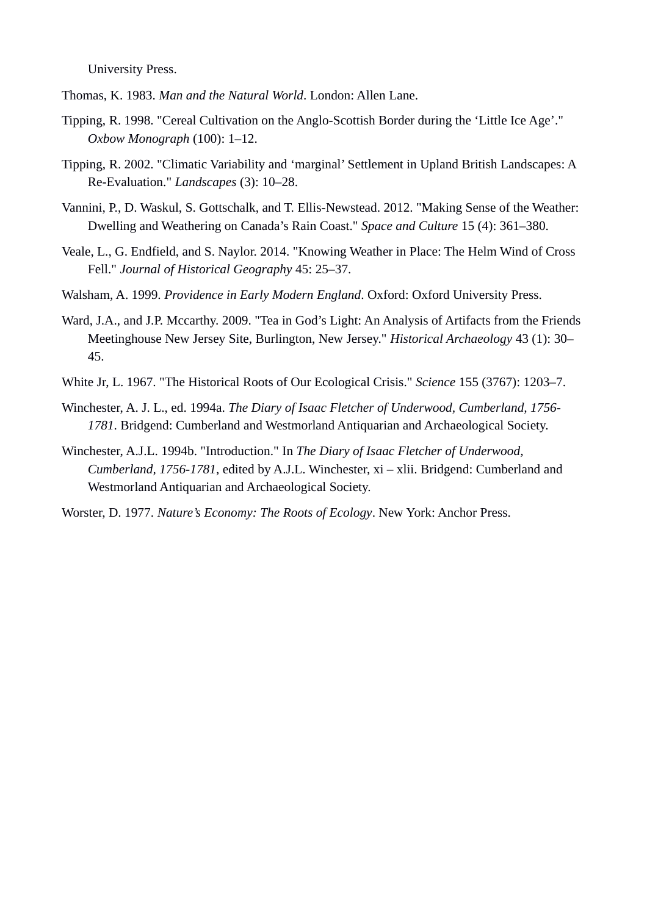University Press.

Thomas, K. 1983. *Man and the Natural World*. London: Allen Lane.

Tipping, R. 1998. "Cereal Cultivation on the Anglo-Scottish Border during the ‘Little Ice Age’." *Oxbow Monograph* (100): 1–12.

Tipping, R. 2002. "Climatic Variability and ‘marginal’ Settlement in Upland British Landscapes: A Re-Evaluation." *Landscapes* (3): 10–28.

Vannini, P., D. Waskul, S. Gottschalk, and T. Ellis-Newstead. 2012. "Making Sense of the Weather: Dwelling and Weathering on Canada’s Rain Coast." *Space and Culture* 15 (4): 361–380.

Veale, L., G. Endfield, and S. Naylor. 2014. "Knowing Weather in Place: The Helm Wind of Cross Fell." *Journal of Historical Geography* 45: 25–37.

Walsham, A. 1999. *Providence in Early Modern England*. Oxford: Oxford University Press.

Ward, J.A., and J.P. Mccarthy. 2009. "Tea in God’s Light: An Analysis of Artifacts from the Friends Meetinghouse New Jersey Site, Burlington, New Jersey." *Historical Archaeology* 43 (1): 30–45.

White Jr, L. 1967. "The Historical Roots of Our Ecological Crisis." *Science* 155 (3767): 1203–7.

Winchester, A. J. L., ed. 1994a. *The Diary of Isaac Fletcher of Underwood, Cumberland, 1756-1781*. Bridgend: Cumberland and Westmorland Antiquarian and Archaeological Society.

Winchester, A.J.L. 1994b. "Introduction." In *The Diary of Isaac Fletcher of Underwood, Cumberland, 1756-1781*, edited by A.J.L. Winchester, xi – xlii. Bridgend: Cumberland and Westmorland Antiquarian and Archaeological Society.

Worster, D. 1977. *Nature’s Economy: The Roots of Ecology*. New York: Anchor Press.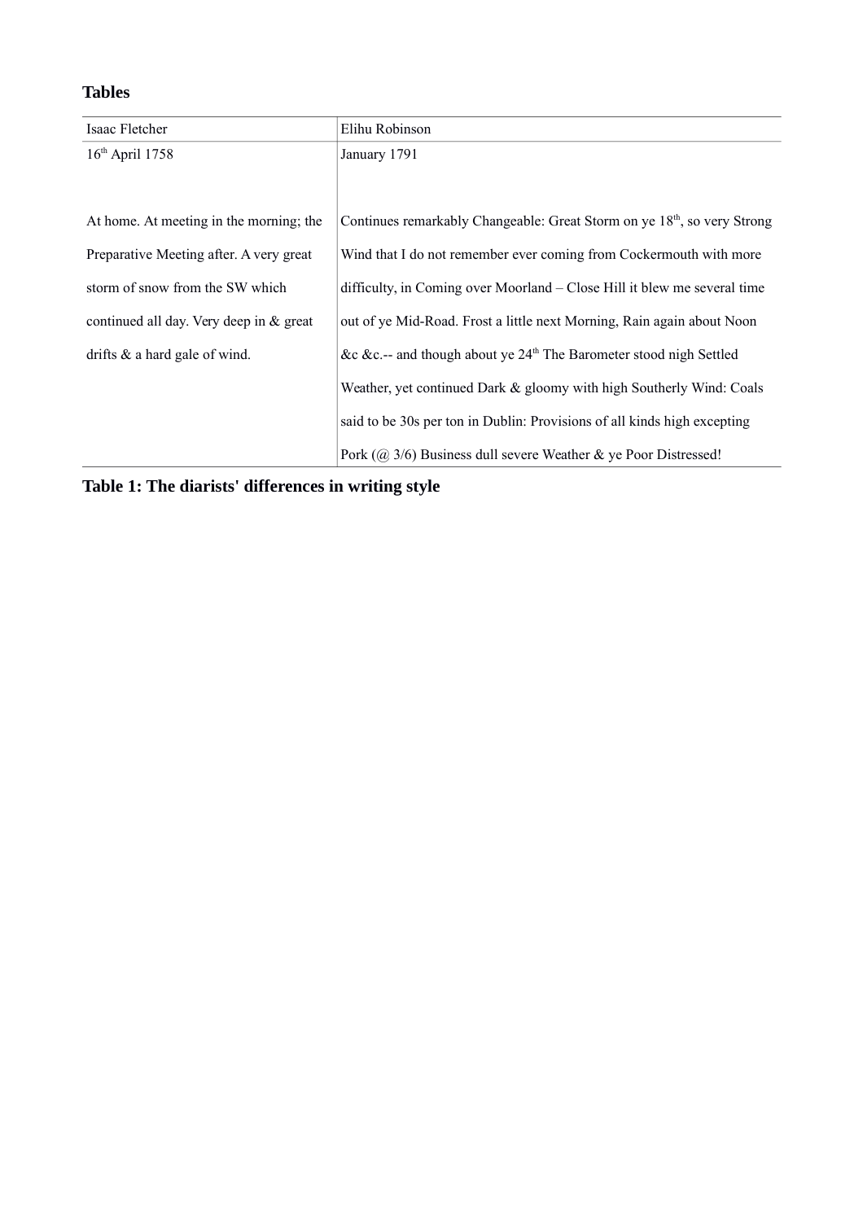## Tables

| Isaac Fletcher | Elihu Robinson |
|---|---|
| 16th April 1758 | January 1791 |
| At home. At meeting in the morning; the Preparative Meeting after. A very great storm of snow from the SW which continued all day. Very deep in & great drifts & a hard gale of wind. | Continues remarkably Changeable: Great Storm on ye 18th, so very Strong Wind that I do not remember ever coming from Cockermouth with more difficulty, in Coming over Moorland – Close Hill it blew me several time out of ye Mid-Road. Frost a little next Morning, Rain again about Noon &c &c.-- and though about ye 24th The Barometer stood nigh Settled Weather, yet continued Dark & gloomy with high Southerly Wind: Coals said to be 30s per ton in Dublin: Provisions of all kinds high excepting Pork (@ 3/6) Business dull severe Weather & ye Poor Distressed! |

**Table 1: The diarists' differences in writing style**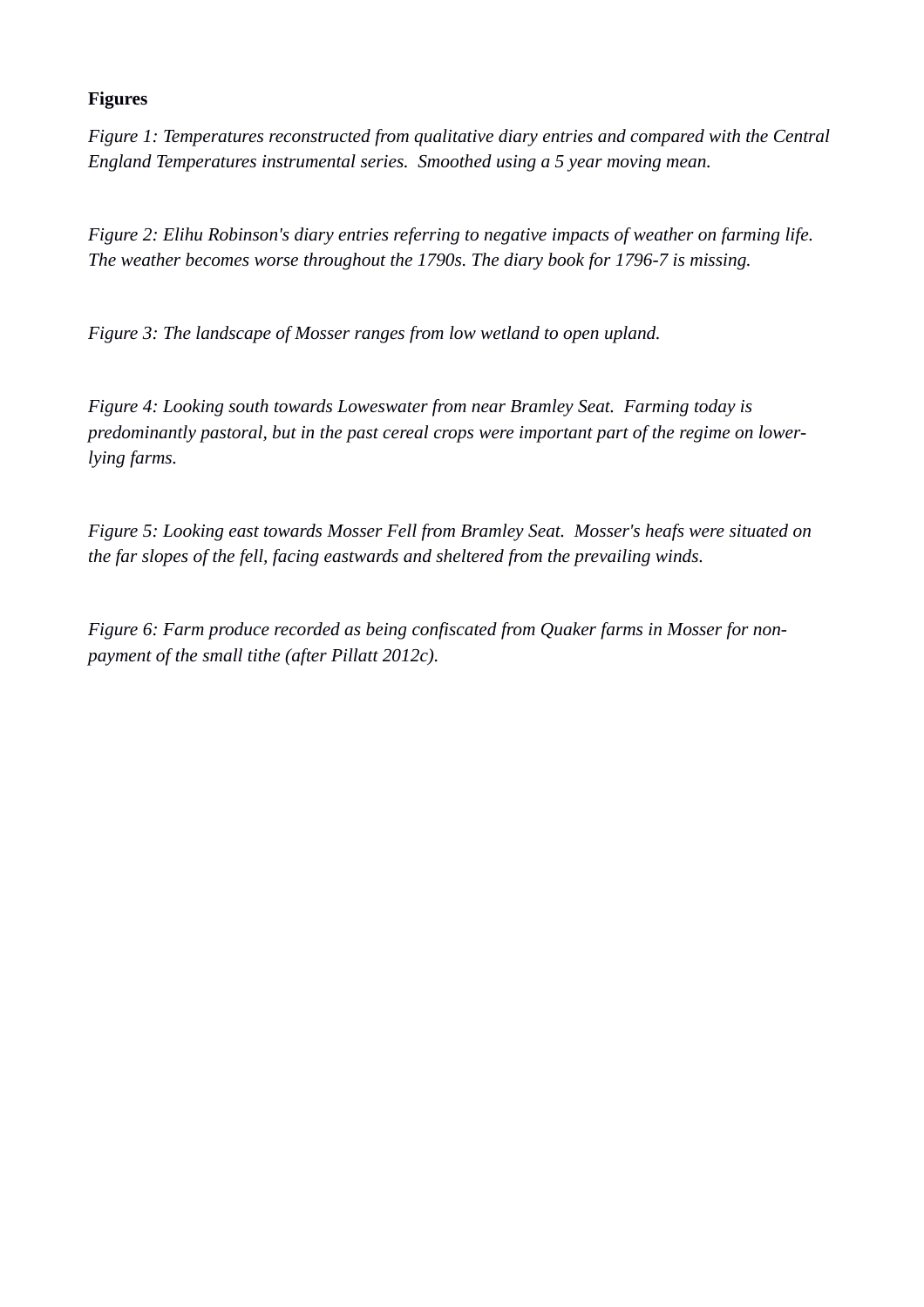**Figures**

*Figure 1: Temperatures reconstructed from qualitative diary entries and compared with the Central England Temperatures instrumental series. Smoothed using a 5 year moving mean.*

*Figure 2: Elihu Robinson's diary entries referring to negative impacts of weather on farming life. The weather becomes worse throughout the 1790s. The diary book for 1796-7 is missing.*

*Figure 3: The landscape of Mosser ranges from low wetland to open upland.*

*Figure 4: Looking south towards Loweswater from near Bramley Seat. Farming today is predominantly pastoral, but in the past cereal crops were important part of the regime on lower-lying farms.*

*Figure 5: Looking east towards Mosser Fell from Bramley Seat. Mosser's heafs were situated on the far slopes of the fell, facing eastwards and sheltered from the prevailing winds.*

*Figure 6: Farm produce recorded as being confiscated from Quaker farms in Mosser for non-payment of the small tithe (after Pillatt 2012c).*